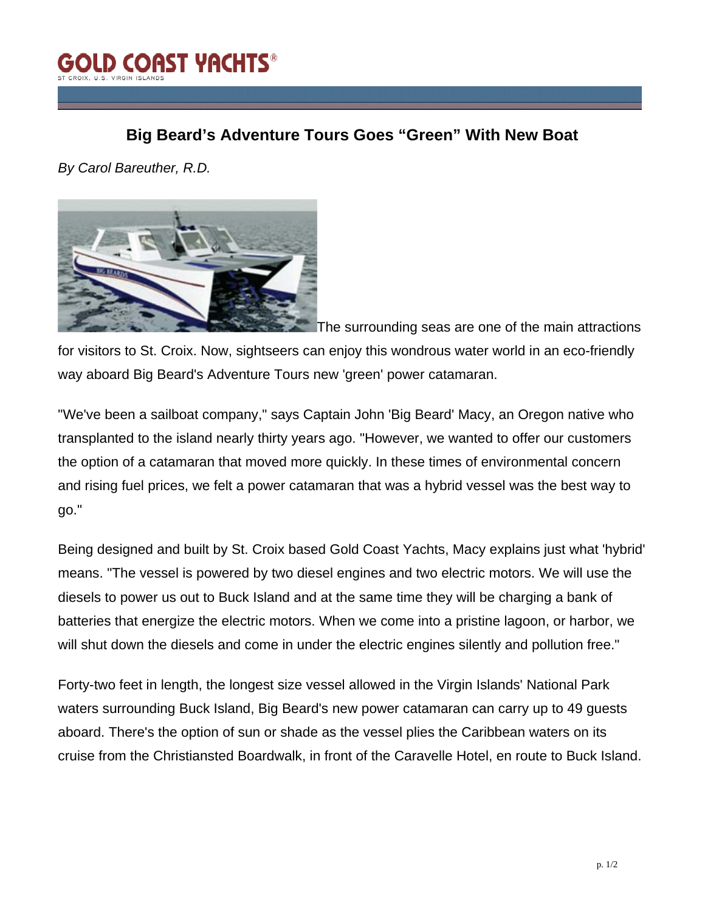# Big Beard's Adventure Tours Goes "Green" With New Boat

*By Carol Bareuther, R.D.*

The surrounding seas are one of the main attractions for visitors to St. Croix. Now, sightseers can enjoy this wondrous water world in an eco-friendly way aboard Big Beard's Adventure Tours new 'green' power catamaran.

"We've been a sailboat company," says Captain John 'Big Beard' Macy, an Oregon native who transplanted to the island nearly thirty years ago. "However, we wanted to offer our customers the option of a catamaran that moved more quickly. In these times of environmental concern and rising fuel prices, we felt a power catamaran that was a hybrid vessel was the best way to go."

Being designed and built by St. Croix based Gold Coast Yachts, Macy explains just what 'hybrid' means. "The vessel is powered by two diesel engines and two electric motors. We will use the diesels to power us out to Buck Island and at the same time they will be charging a bank of batteries that energize the electric motors. When we come into a pristine lagoon, or harbor, we will shut down the diesels and come in under the electric engines silently and pollution free."

Forty-two feet in length, the longest size vessel allowed in the Virgin Islands' National Park waters surrounding Buck Island, Big Beard's new power catamaran can carry up to 49 guests aboard. There's the option of sun or shade as the vessel plies the Caribbean waters on its cruise from the Christiansted Boardwalk, in front of the Caravelle Hotel, en route to Buck Island.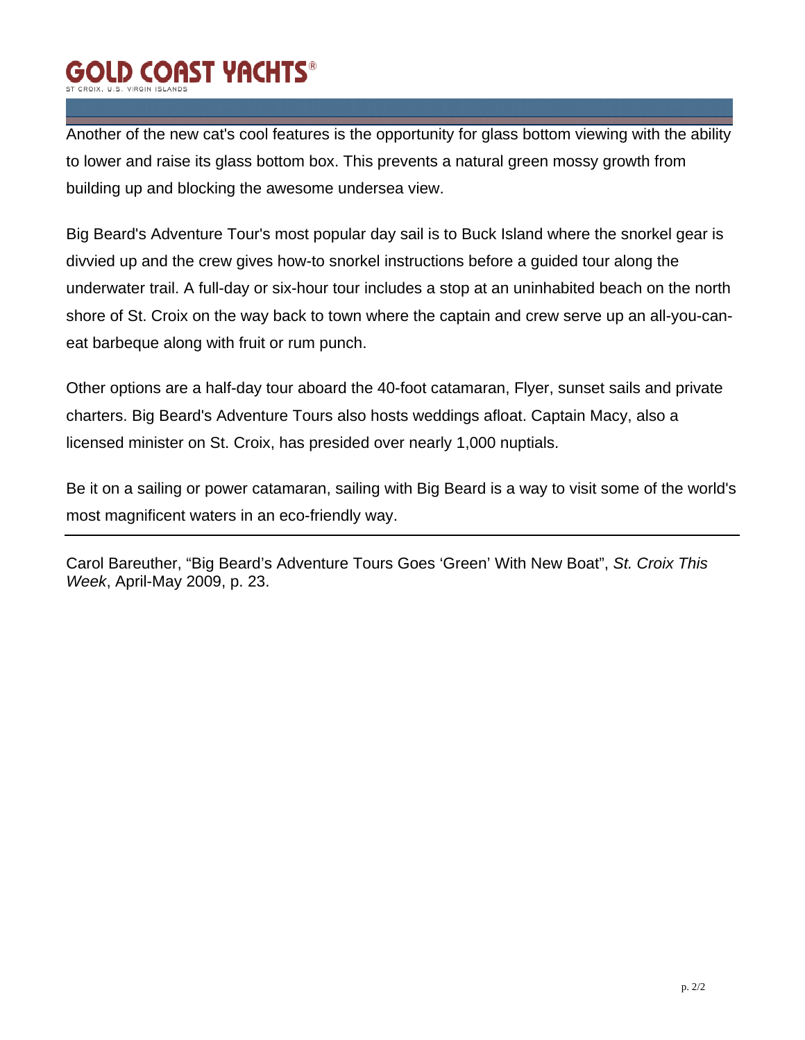Another of the new cat's cool features is the opportunity for glass bottom viewing with the ability to lower and raise its glass bottom box. This prevents a natural green mossy growth from building up and blocking the awesome undersea view.

Big Beard's Adventure Tour's most popular day sail is to Buck Island where the snorkel gear is divvied up and the crew gives how-to snorkel instructions before a guided tour along the underwater trail. A full-day or six-hour tour includes a stop at an uninhabited beach on the north shore of St. Croix on the way back to town where the captain and crew serve up an all-you-can-eat barbeque along with fruit or rum punch.

Other options are a half-day tour aboard the 40-foot catamaran, Flyer, sunset sails and private charters. Big Beard's Adventure Tours also hosts weddings afloat. Captain Macy, also a licensed minister on St. Croix, has presided over nearly 1,000 nuptials.

Be it on a sailing or power catamaran, sailing with Big Beard is a way to visit some of the world's most magnificent waters in an eco-friendly way.

---

Carol Bareuther, "Big Beard's Adventure Tours Goes 'Green' With New Boat", *St. Croix This Week*, April-May 2009, p. 23.